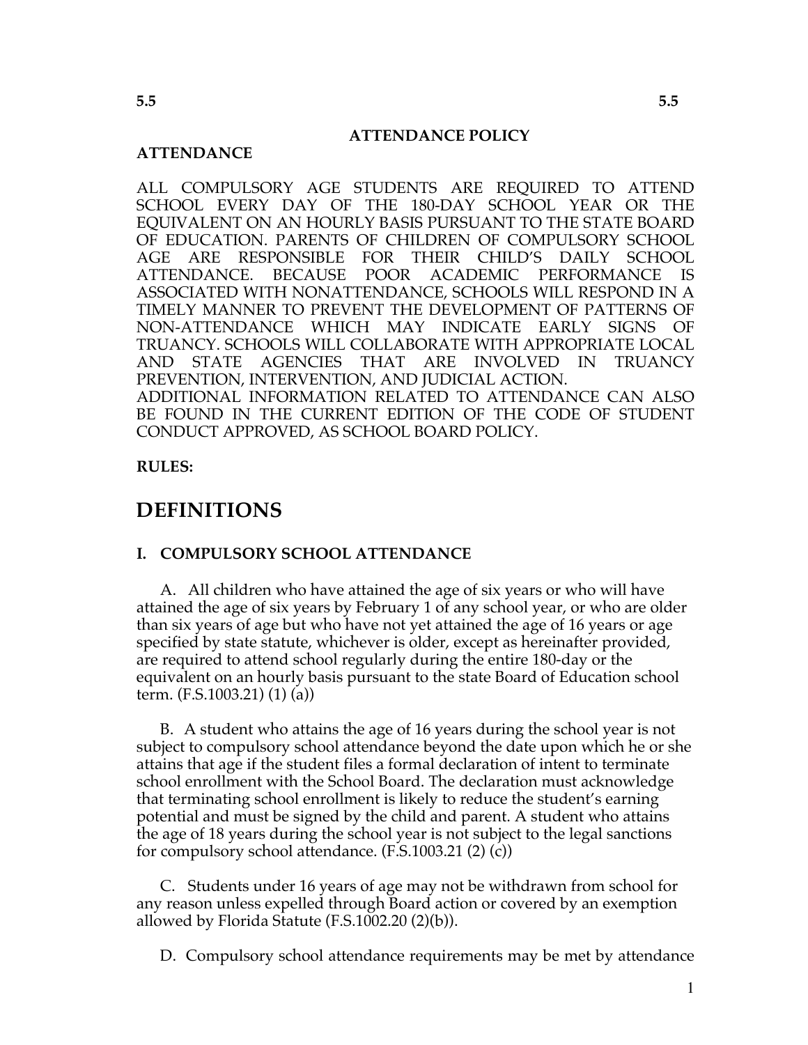## ATTENDANCE POLICY

**ATTENDANCE**

ALL COMPULSORY AGE STUDENTS ARE REQUIRED TO ATTEND SCHOOL EVERY DAY OF THE 180-DAY SCHOOL YEAR OR THE EQUIVALENT ON AN HOURLY BASIS PURSUANT TO THE STATE BOARD OF EDUCATION. PARENTS OF CHILDREN OF COMPULSORY SCHOOL AGE ARE RESPONSIBLE FOR THEIR CHILD'S DAILY SCHOOL ATTENDANCE. BECAUSE POOR ACADEMIC PERFORMANCE IS ASSOCIATED WITH NONATTENDANCE, SCHOOLS WILL RESPOND IN A TIMELY MANNER TO PREVENT THE DEVELOPMENT OF PATTERNS OF NON-ATTENDANCE WHICH MAY INDICATE EARLY SIGNS OF TRUANCY. SCHOOLS WILL COLLABORATE WITH APPROPRIATE LOCAL AND STATE AGENCIES THAT ARE INVOLVED IN TRUANCY PREVENTION, INTERVENTION, AND JUDICIAL ACTION.
ADDITIONAL INFORMATION RELATED TO ATTENDANCE CAN ALSO BE FOUND IN THE CURRENT EDITION OF THE CODE OF STUDENT CONDUCT APPROVED, AS SCHOOL BOARD POLICY.

**RULES:**

# DEFINITIONS

### I. COMPULSORY SCHOOL ATTENDANCE

A. All children who have attained the age of six years or who will have attained the age of six years by February 1 of any school year, or who are older than six years of age but who have not yet attained the age of 16 years or age specified by state statute, whichever is older, except as hereinafter provided, are required to attend school regularly during the entire 180-day or the equivalent on an hourly basis pursuant to the state Board of Education school term. (F.S.1003.21) (1) (a))

B. A student who attains the age of 16 years during the school year is not subject to compulsory school attendance beyond the date upon which he or she attains that age if the student files a formal declaration of intent to terminate school enrollment with the School Board. The declaration must acknowledge that terminating school enrollment is likely to reduce the student's earning potential and must be signed by the child and parent. A student who attains the age of 18 years during the school year is not subject to the legal sanctions for compulsory school attendance. (F.S.1003.21 (2) (c))

C. Students under 16 years of age may not be withdrawn from school for any reason unless expelled through Board action or covered by an exemption allowed by Florida Statute (F.S.1002.20 (2)(b)).

D. Compulsory school attendance requirements may be met by attendance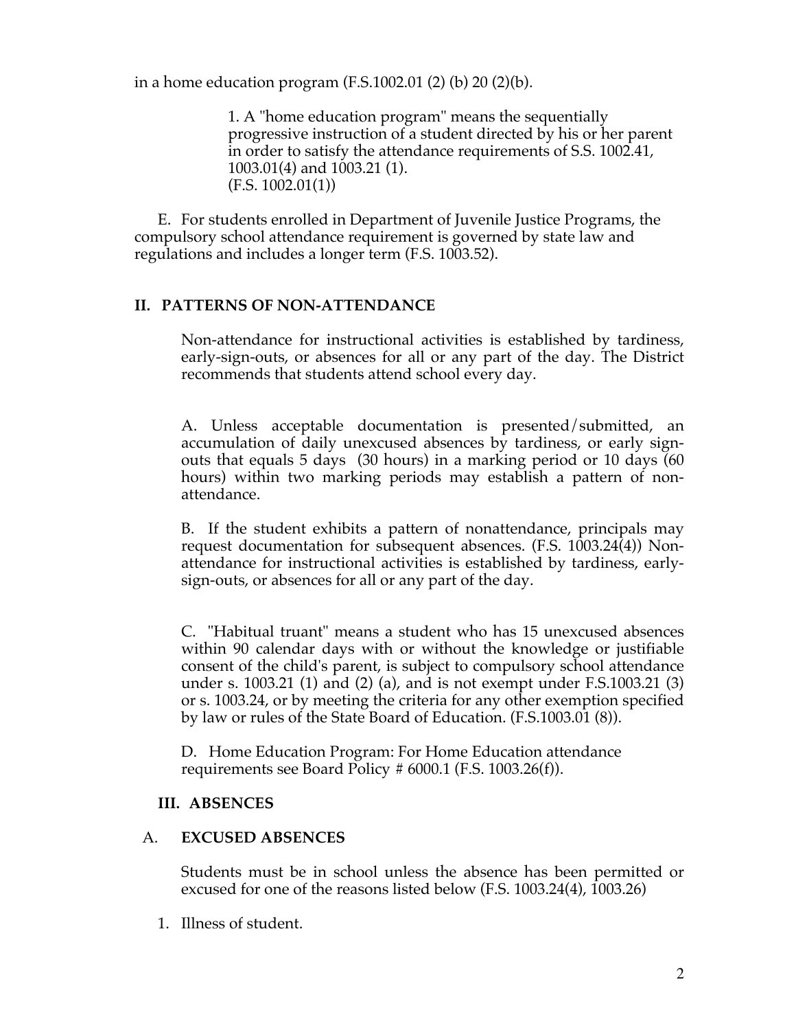in a home education program (F.S.1002.01 (2) (b) 20 (2)(b).

1. A "home education program" means the sequentially progressive instruction of a student directed by his or her parent in order to satisfy the attendance requirements of S.S. 1002.41, 1003.01(4) and 1003.21 (1).
(F.S. 1002.01(1))

E. For students enrolled in Department of Juvenile Justice Programs, the compulsory school attendance requirement is governed by state law and regulations and includes a longer term (F.S. 1003.52).

## II. PATTERNS OF NON-ATTENDANCE

Non-attendance for instructional activities is established by tardiness, early-sign-outs, or absences for all or any part of the day. The District recommends that students attend school every day.

A. Unless acceptable documentation is presented/submitted, an accumulation of daily unexcused absences by tardiness, or early sign-outs that equals 5 days (30 hours) in a marking period or 10 days (60 hours) within two marking periods may establish a pattern of non-attendance.

B. If the student exhibits a pattern of nonattendance, principals may request documentation for subsequent absences. (F.S. 1003.24(4)) Non-attendance for instructional activities is established by tardiness, early-sign-outs, or absences for all or any part of the day.

C. "Habitual truant" means a student who has 15 unexcused absences within 90 calendar days with or without the knowledge or justifiable consent of the child's parent, is subject to compulsory school attendance under s. 1003.21 (1) and (2) (a), and is not exempt under F.S.1003.21 (3) or s. 1003.24, or by meeting the criteria for any other exemption specified by law or rules of the State Board of Education. (F.S.1003.01 (8)).

D. Home Education Program: For Home Education attendance requirements see Board Policy # 6000.1 (F.S. 1003.26(f)).

## III. ABSENCES

### A. EXCUSED ABSENCES

Students must be in school unless the absence has been permitted or excused for one of the reasons listed below (F.S. 1003.24(4), 1003.26)

1. Illness of student.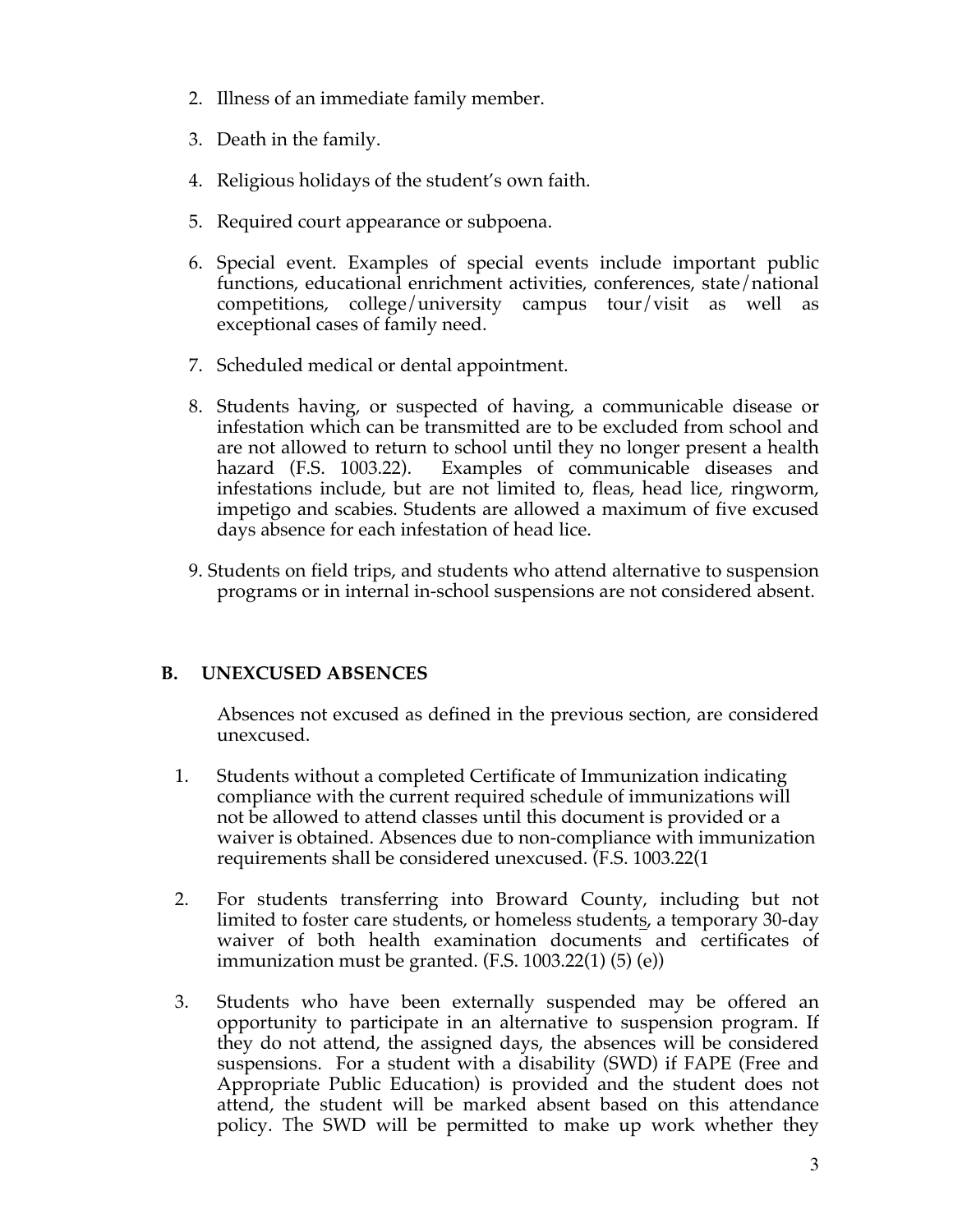2. Illness of an immediate family member.

3. Death in the family.

4. Religious holidays of the student's own faith.

5. Required court appearance or subpoena.

6. Special event. Examples of special events include important public functions, educational enrichment activities, conferences, state/national competitions, college/university campus tour/visit as well as exceptional cases of family need.

7. Scheduled medical or dental appointment.

8. Students having, or suspected of having, a communicable disease or infestation which can be transmitted are to be excluded from school and are not allowed to return to school until they no longer present a health hazard (F.S. 1003.22). Examples of communicable diseases and infestations include, but are not limited to, fleas, head lice, ringworm, impetigo and scabies. Students are allowed a maximum of five excused days absence for each infestation of head lice.

9. Students on field trips, and students who attend alternative to suspension programs or in internal in-school suspensions are not considered absent.

## B. UNEXCUSED ABSENCES

Absences not excused as defined in the previous section, are considered unexcused.

1. Students without a completed Certificate of Immunization indicating compliance with the current required schedule of immunizations will not be allowed to attend classes until this document is provided or a waiver is obtained. Absences due to non-compliance with immunization requirements shall be considered unexcused. (F.S. 1003.22(1

2. For students transferring into Broward County, including but not limited to foster care students, or homeless students, a temporary 30-day waiver of both health examination documents and certificates of immunization must be granted. (F.S. 1003.22(1) (5) (e))

3. Students who have been externally suspended may be offered an opportunity to participate in an alternative to suspension program. If they do not attend, the assigned days, the absences will be considered suspensions. For a student with a disability (SWD) if FAPE (Free and Appropriate Public Education) is provided and the student does not attend, the student will be marked absent based on this attendance policy. The SWD will be permitted to make up work whether they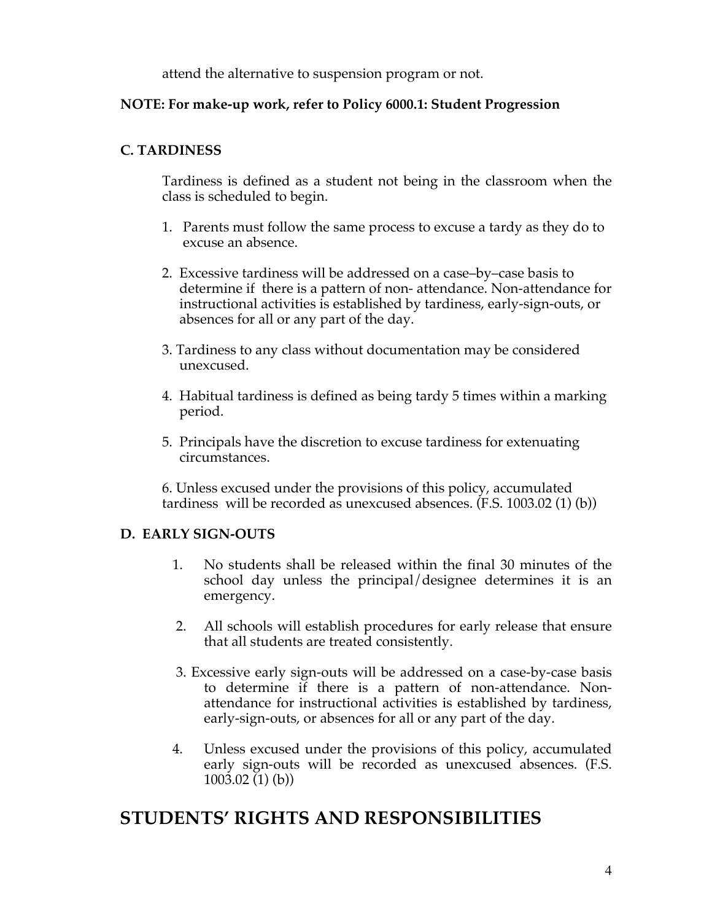attend the alternative to suspension program or not.

**NOTE: For make-up work, refer to Policy 6000.1: Student Progression**

### C. TARDINESS

Tardiness is defined as a student not being in the classroom when the class is scheduled to begin.

1. Parents must follow the same process to excuse a tardy as they do to excuse an absence.
2. Excessive tardiness will be addressed on a case–by–case basis to determine if there is a pattern of non- attendance. Non-attendance for instructional activities is established by tardiness, early-sign-outs, or absences for all or any part of the day.
3. Tardiness to any class without documentation may be considered unexcused.
4. Habitual tardiness is defined as being tardy 5 times within a marking period.
5. Principals have the discretion to excuse tardiness for extenuating circumstances.
6. Unless excused under the provisions of this policy, accumulated tardiness will be recorded as unexcused absences. (F.S. 1003.02 (1) (b))

### D. EARLY SIGN-OUTS

1. No students shall be released within the final 30 minutes of the school day unless the principal/designee determines it is an emergency.
2. All schools will establish procedures for early release that ensure that all students are treated consistently.
3. Excessive early sign-outs will be addressed on a case-by-case basis to determine if there is a pattern of non-attendance. Non-attendance for instructional activities is established by tardiness, early-sign-outs, or absences for all or any part of the day.
4. Unless excused under the provisions of this policy, accumulated early sign-outs will be recorded as unexcused absences. (F.S. 1003.02 (1) (b))

## STUDENTS' RIGHTS AND RESPONSIBILITIES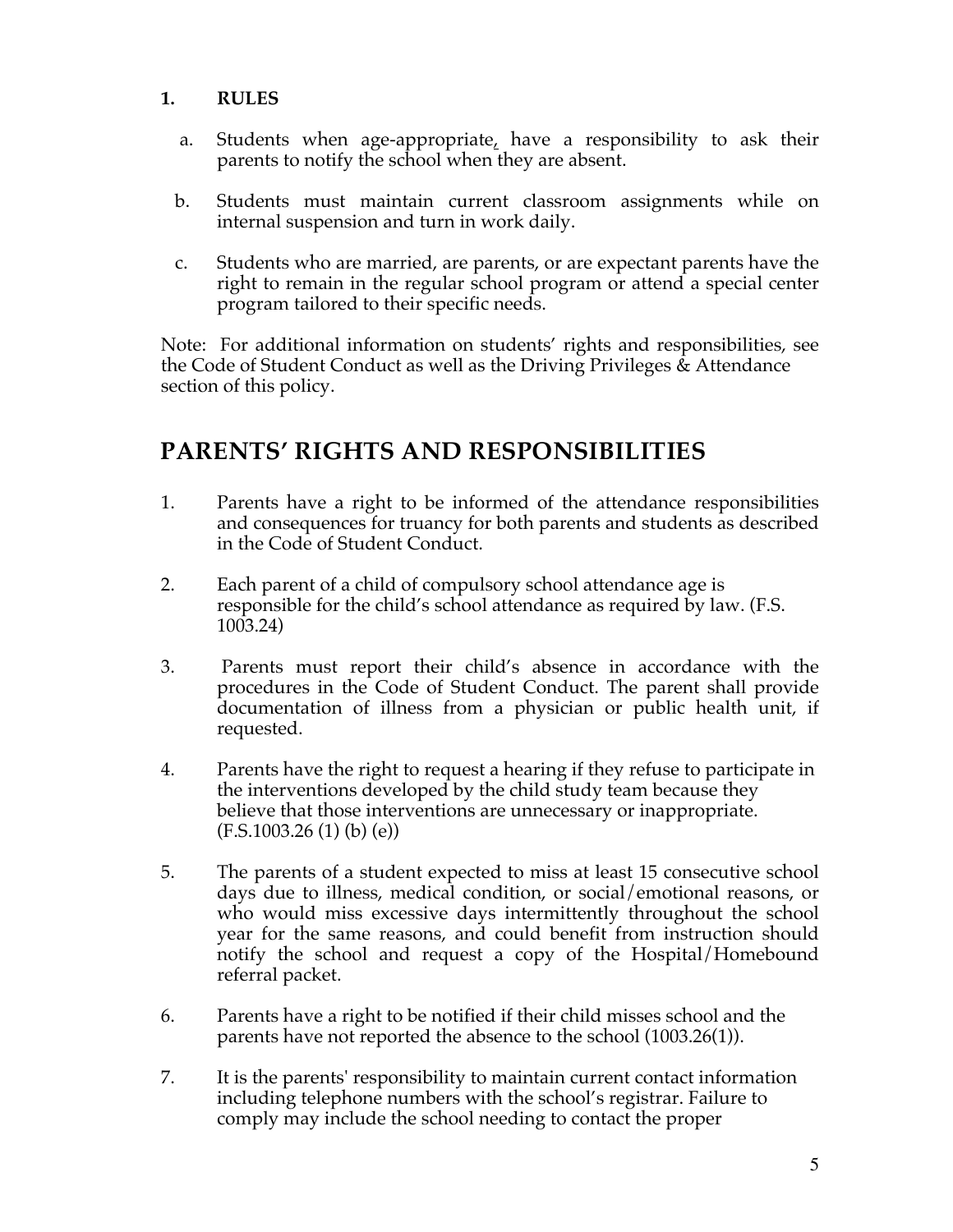**1. RULES**

a. Students when age-appropriate, have a responsibility to ask their parents to notify the school when they are absent.

b. Students must maintain current classroom assignments while on internal suspension and turn in work daily.

c. Students who are married, are parents, or are expectant parents have the right to remain in the regular school program or attend a special center program tailored to their specific needs.

Note: For additional information on students' rights and responsibilities, see the Code of Student Conduct as well as the Driving Privileges & Attendance section of this policy.

## PARENTS' RIGHTS AND RESPONSIBILITIES

1. Parents have a right to be informed of the attendance responsibilities and consequences for truancy for both parents and students as described in the Code of Student Conduct.

2. Each parent of a child of compulsory school attendance age is responsible for the child's school attendance as required by law. (F.S. 1003.24)

3. Parents must report their child's absence in accordance with the procedures in the Code of Student Conduct. The parent shall provide documentation of illness from a physician or public health unit, if requested.

4. Parents have the right to request a hearing if they refuse to participate in the interventions developed by the child study team because they believe that those interventions are unnecessary or inappropriate. (F.S.1003.26 (1) (b) (e))

5. The parents of a student expected to miss at least 15 consecutive school days due to illness, medical condition, or social/emotional reasons, or who would miss excessive days intermittently throughout the school year for the same reasons, and could benefit from instruction should notify the school and request a copy of the Hospital/Homebound referral packet.

6. Parents have a right to be notified if their child misses school and the parents have not reported the absence to the school (1003.26(1)).

7. It is the parents' responsibility to maintain current contact information including telephone numbers with the school's registrar. Failure to comply may include the school needing to contact the proper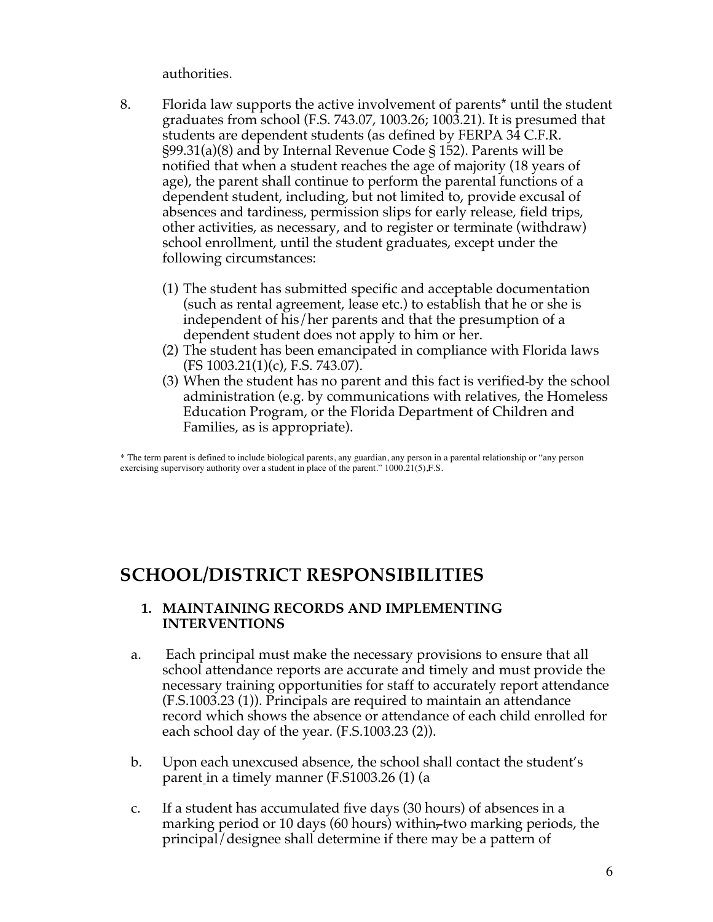authorities.

8. Florida law supports the active involvement of parents* until the student graduates from school (F.S. 743.07, 1003.26; 1003.21). It is presumed that students are dependent students (as defined by FERPA 34 C.F.R. §99.31(a)(8) and by Internal Revenue Code § 152). Parents will be notified that when a student reaches the age of majority (18 years of age), the parent shall continue to perform the parental functions of a dependent student, including, but not limited to, provide excusal of absences and tardiness, permission slips for early release, field trips, other activities, as necessary, and to register or terminate (withdraw) school enrollment, until the student graduates, except under the following circumstances:

   (1) The student has submitted specific and acceptable documentation (such as rental agreement, lease etc.) to establish that he or she is independent of his/her parents and that the presumption of a dependent student does not apply to him or her.
   (2) The student has been emancipated in compliance with Florida laws (FS 1003.21(1)(c), F.S. 743.07).
   (3) When the student has no parent and this fact is verified by the school administration (e.g. by communications with relatives, the Homeless Education Program, or the Florida Department of Children and Families, as is appropriate).

* The term parent is defined to include biological parents, any guardian, any person in a parental relationship or "any person exercising supervisory authority over a student in place of the parent." 1000.21(5),F.S.

## SCHOOL/DISTRICT RESPONSIBILITIES

### 1. MAINTAINING RECORDS AND IMPLEMENTING INTERVENTIONS

a. Each principal must make the necessary provisions to ensure that all school attendance reports are accurate and timely and must provide the necessary training opportunities for staff to accurately report attendance (F.S.1003.23 (1)). Principals are required to maintain an attendance record which shows the absence or attendance of each child enrolled for each school day of the year. (F.S.1003.23 (2)).

b. Upon each unexcused absence, the school shall contact the student's parent in a timely manner (F.S1003.26 (1) (a

c. If a student has accumulated five days (30 hours) of absences in a marking period or 10 days (60 hours) within two marking periods, the principal/designee shall determine if there may be a pattern of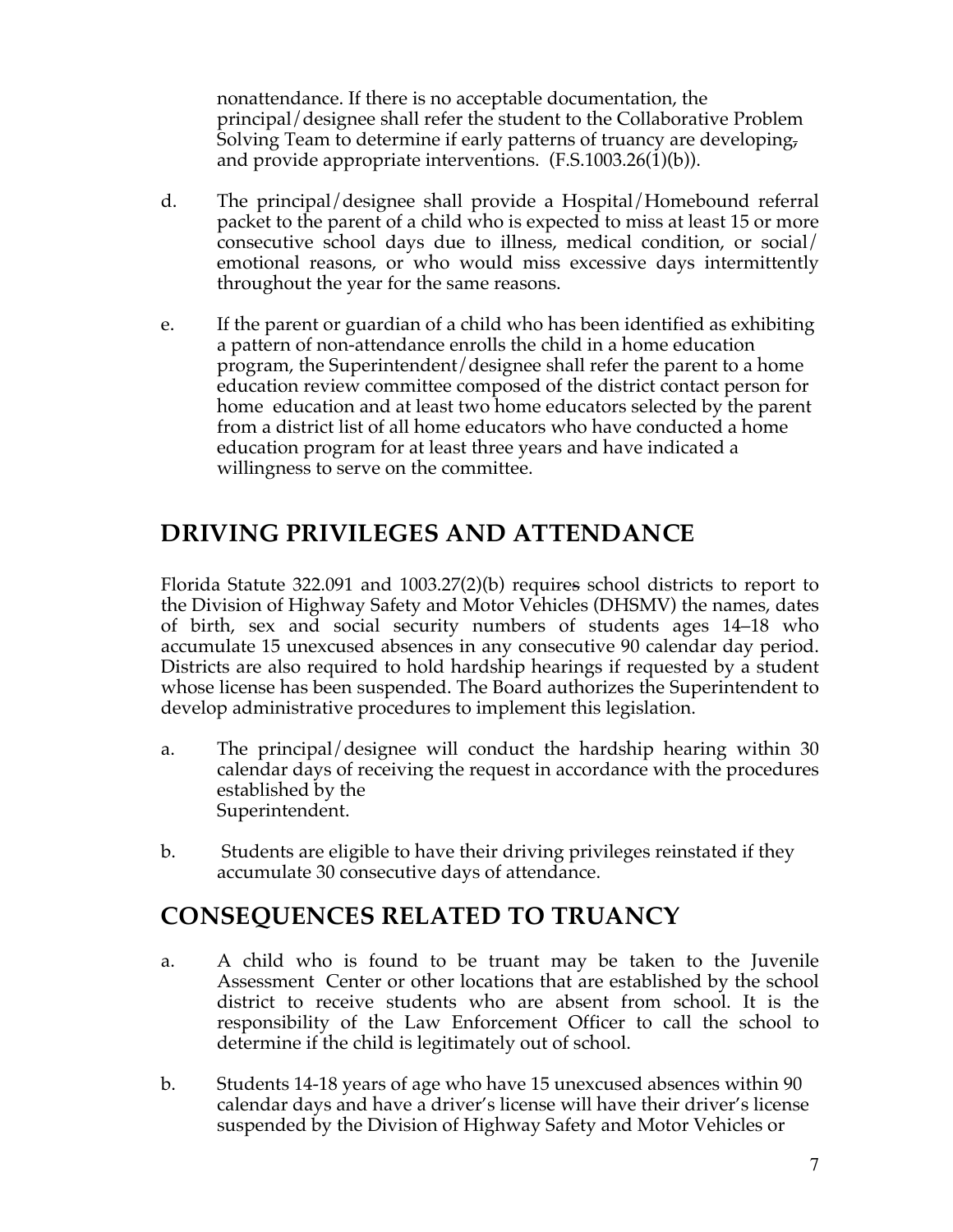nonattendance. If there is no acceptable documentation, the principal/designee shall refer the student to the Collaborative Problem Solving Team to determine if early patterns of truancy are developing, and provide appropriate interventions. (F.S.1003.26(1)(b)).

d. The principal/designee shall provide a Hospital/Homebound referral packet to the parent of a child who is expected to miss at least 15 or more consecutive school days due to illness, medical condition, or social/ emotional reasons, or who would miss excessive days intermittently throughout the year for the same reasons.

e. If the parent or guardian of a child who has been identified as exhibiting a pattern of non-attendance enrolls the child in a home education program, the Superintendent/designee shall refer the parent to a home education review committee composed of the district contact person for home education and at least two home educators selected by the parent from a district list of all home educators who have conducted a home education program for at least three years and have indicated a willingness to serve on the committee.

## DRIVING PRIVILEGES AND ATTENDANCE

Florida Statute 322.091 and 1003.27(2)(b) requires school districts to report to the Division of Highway Safety and Motor Vehicles (DHSMV) the names, dates of birth, sex and social security numbers of students ages 14–18 who accumulate 15 unexcused absences in any consecutive 90 calendar day period. Districts are also required to hold hardship hearings if requested by a student whose license has been suspended. The Board authorizes the Superintendent to develop administrative procedures to implement this legislation.

a. The principal/designee will conduct the hardship hearing within 30 calendar days of receiving the request in accordance with the procedures established by the Superintendent.

b. Students are eligible to have their driving privileges reinstated if they accumulate 30 consecutive days of attendance.

## CONSEQUENCES RELATED TO TRUANCY

a. A child who is found to be truant may be taken to the Juvenile Assessment Center or other locations that are established by the school district to receive students who are absent from school. It is the responsibility of the Law Enforcement Officer to call the school to determine if the child is legitimately out of school.

b. Students 14-18 years of age who have 15 unexcused absences within 90 calendar days and have a driver's license will have their driver's license suspended by the Division of Highway Safety and Motor Vehicles or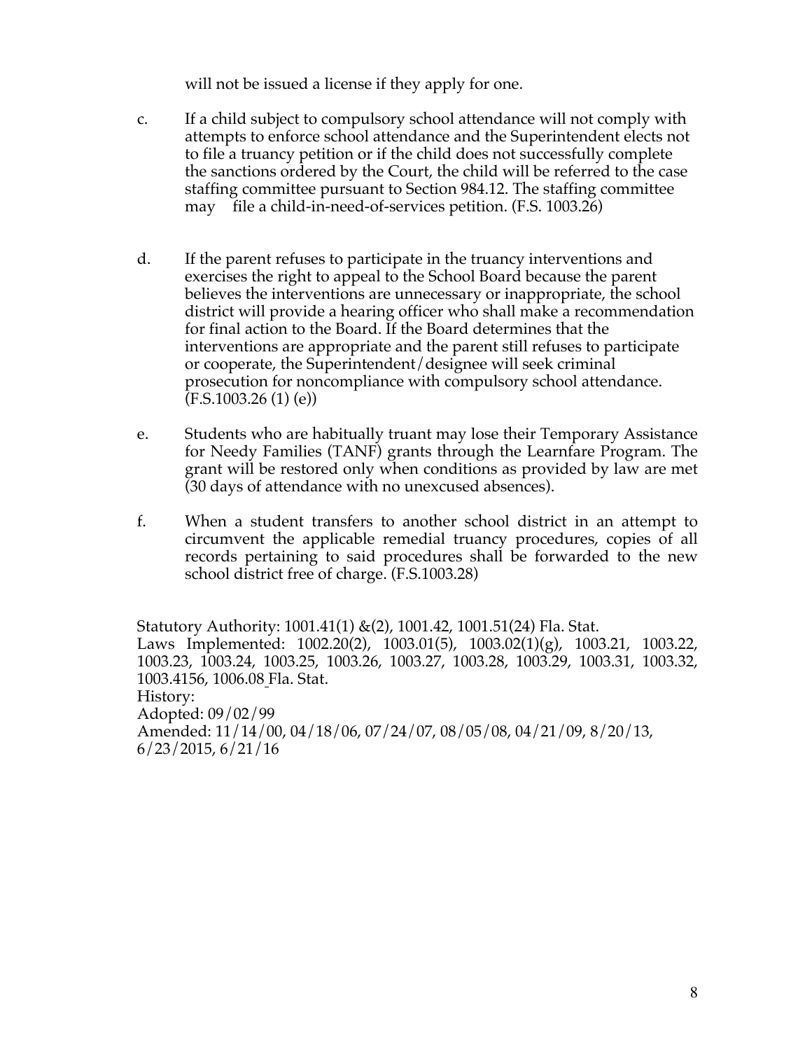will not be issued a license if they apply for one.

c. If a child subject to compulsory school attendance will not comply with attempts to enforce school attendance and the Superintendent elects not to file a truancy petition or if the child does not successfully complete the sanctions ordered by the Court, the child will be referred to the case staffing committee pursuant to Section 984.12. The staffing committee may file a child-in-need-of-services petition. (F.S. 1003.26)

d. If the parent refuses to participate in the truancy interventions and exercises the right to appeal to the School Board because the parent believes the interventions are unnecessary or inappropriate, the school district will provide a hearing officer who shall make a recommendation for final action to the Board. If the Board determines that the interventions are appropriate and the parent still refuses to participate or cooperate, the Superintendent/designee will seek criminal prosecution for noncompliance with compulsory school attendance. (F.S.1003.26 (1) (e))

e. Students who are habitually truant may lose their Temporary Assistance for Needy Families (TANF) grants through the Learnfare Program. The grant will be restored only when conditions as provided by law are met (30 days of attendance with no unexcused absences).

f. When a student transfers to another school district in an attempt to circumvent the applicable remedial truancy procedures, copies of all records pertaining to said procedures shall be forwarded to the new school district free of charge. (F.S.1003.28)

Statutory Authority: 1001.41(1) &(2), 1001.42, 1001.51(24) Fla. Stat.
Laws Implemented: 1002.20(2), 1003.01(5), 1003.02(1)(g), 1003.21, 1003.22, 1003.23, 1003.24, 1003.25, 1003.26, 1003.27, 1003.28, 1003.29, 1003.31, 1003.32, 1003.4156, 1006.08 Fla. Stat.
History:
Adopted: 09/02/99
Amended: 11/14/00, 04/18/06, 07/24/07, 08/05/08, 04/21/09, 8/20/13, 6/23/2015, 6/21/16